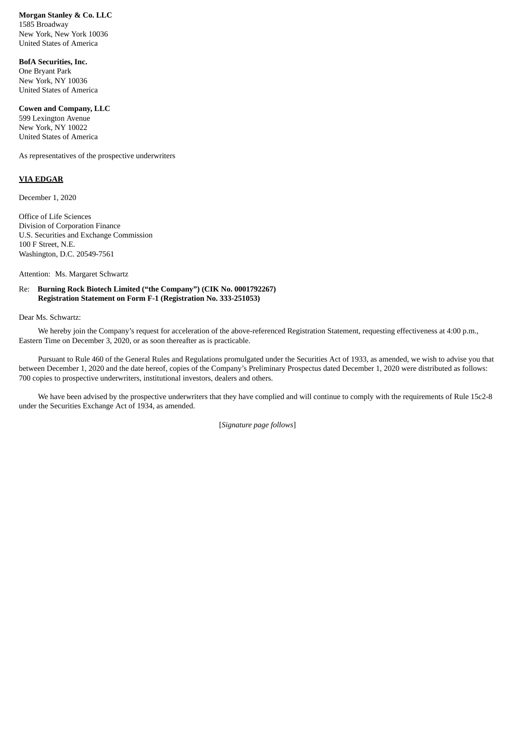**Morgan Stanley & Co. LLC**
1585 Broadway
New York, New York 10036
United States of America

**BofA Securities, Inc.**
One Bryant Park
New York, NY 10036
United States of America

**Cowen and Company, LLC**
599 Lexington Avenue
New York, NY 10022
United States of America

As representatives of the prospective underwriters

**VIA EDGAR**

December 1, 2020

Office of Life Sciences
Division of Corporation Finance
U.S. Securities and Exchange Commission
100 F Street, N.E.
Washington, D.C. 20549-7561

Attention: Ms. Margaret Schwartz

Re: **Burning Rock Biotech Limited ("the Company") (CIK No. 0001792267)**
**Registration Statement on Form F-1 (Registration No. 333-251053)**

Dear Ms. Schwartz:

We hereby join the Company's request for acceleration of the above-referenced Registration Statement, requesting effectiveness at 4:00 p.m., Eastern Time on December 3, 2020, or as soon thereafter as is practicable.

Pursuant to Rule 460 of the General Rules and Regulations promulgated under the Securities Act of 1933, as amended, we wish to advise you that between December 1, 2020 and the date hereof, copies of the Company's Preliminary Prospectus dated December 1, 2020 were distributed as follows: 700 copies to prospective underwriters, institutional investors, dealers and others.

We have been advised by the prospective underwriters that they have complied and will continue to comply with the requirements of Rule 15c2-8 under the Securities Exchange Act of 1934, as amended.

[*Signature page follows*]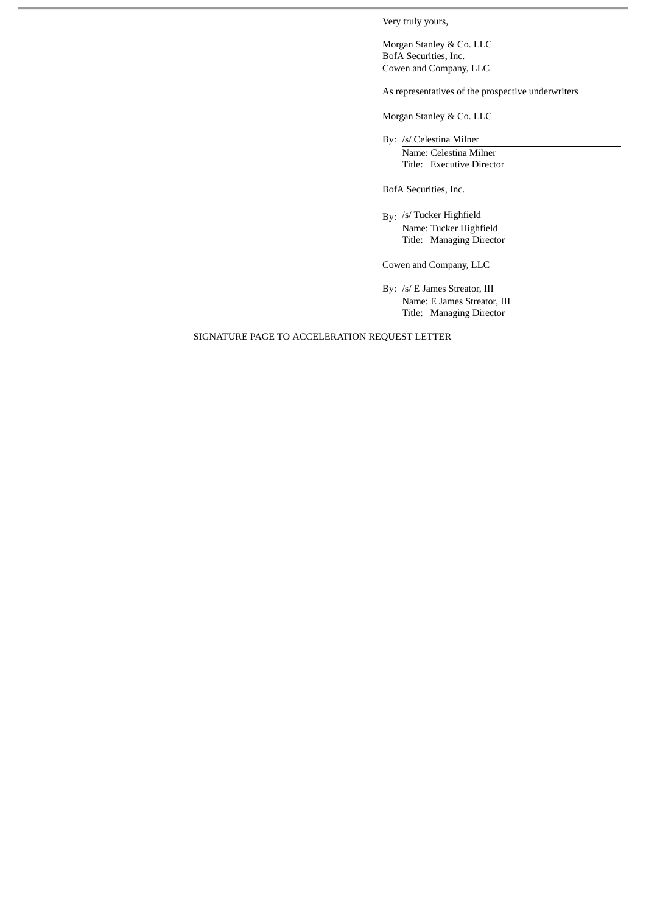Very truly yours,

Morgan Stanley & Co. LLC
BofA Securities, Inc.
Cowen and Company, LLC

As representatives of the prospective underwriters

Morgan Stanley & Co. LLC

By: /s/ Celestina Milner
Name: Celestina Milner
Title: Executive Director

BofA Securities, Inc.

By: /s/ Tucker Highfield
Name: Tucker Highfield
Title: Managing Director

Cowen and Company, LLC

By: /s/ E James Streator, III
Name: E James Streator, III
Title: Managing Director

SIGNATURE PAGE TO ACCELERATION REQUEST LETTER